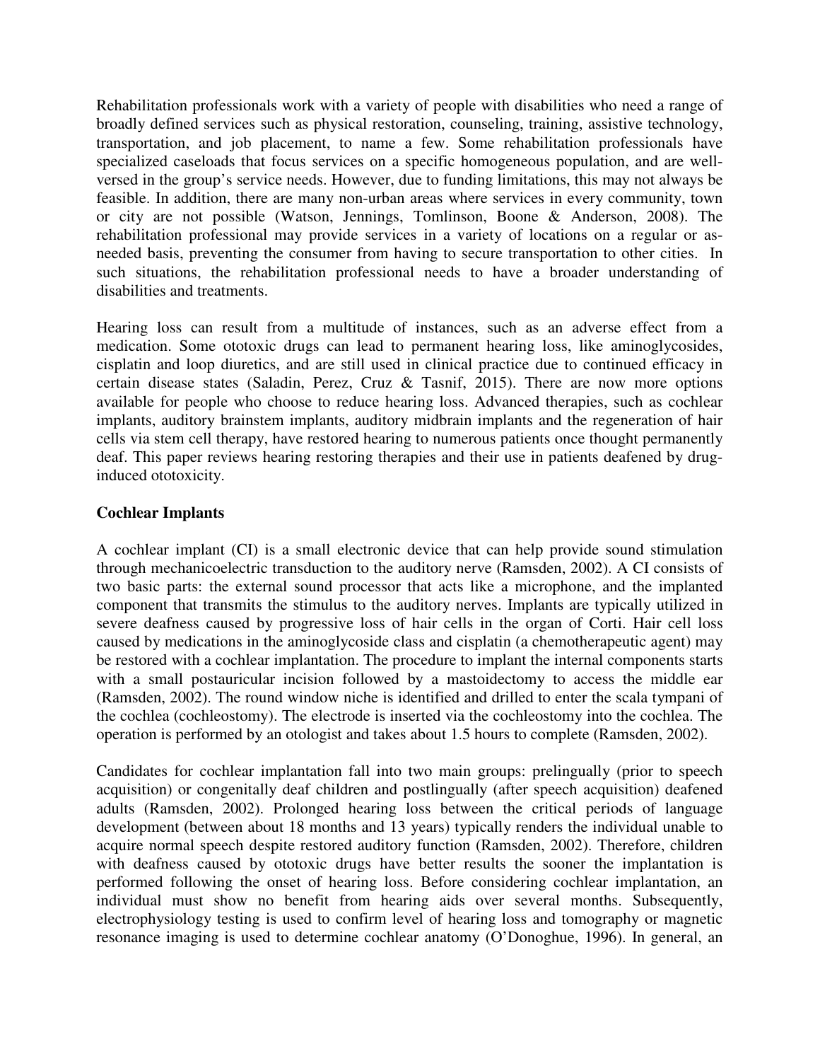Rehabilitation professionals work with a variety of people with disabilities who need a range of broadly defined services such as physical restoration, counseling, training, assistive technology, transportation, and job placement, to name a few. Some rehabilitation professionals have specialized caseloads that focus services on a specific homogeneous population, and are well-versed in the group's service needs. However, due to funding limitations, this may not always be feasible. In addition, there are many non-urban areas where services in every community, town or city are not possible (Watson, Jennings, Tomlinson, Boone & Anderson, 2008). The rehabilitation professional may provide services in a variety of locations on a regular or as-needed basis, preventing the consumer from having to secure transportation to other cities. In such situations, the rehabilitation professional needs to have a broader understanding of disabilities and treatments.

Hearing loss can result from a multitude of instances, such as an adverse effect from a medication. Some ototoxic drugs can lead to permanent hearing loss, like aminoglycosides, cisplatin and loop diuretics, and are still used in clinical practice due to continued efficacy in certain disease states (Saladin, Perez, Cruz & Tasnif, 2015). There are now more options available for people who choose to reduce hearing loss. Advanced therapies, such as cochlear implants, auditory brainstem implants, auditory midbrain implants and the regeneration of hair cells via stem cell therapy, have restored hearing to numerous patients once thought permanently deaf. This paper reviews hearing restoring therapies and their use in patients deafened by drug-induced ototoxicity.

**Cochlear Implants**

A cochlear implant (CI) is a small electronic device that can help provide sound stimulation through mechanicoelectric transduction to the auditory nerve (Ramsden, 2002). A CI consists of two basic parts: the external sound processor that acts like a microphone, and the implanted component that transmits the stimulus to the auditory nerves. Implants are typically utilized in severe deafness caused by progressive loss of hair cells in the organ of Corti. Hair cell loss caused by medications in the aminoglycoside class and cisplatin (a chemotherapeutic agent) may be restored with a cochlear implantation. The procedure to implant the internal components starts with a small postauricular incision followed by a mastoidectomy to access the middle ear (Ramsden, 2002). The round window niche is identified and drilled to enter the scala tympani of the cochlea (cochleostomy). The electrode is inserted via the cochleostomy into the cochlea. The operation is performed by an otologist and takes about 1.5 hours to complete (Ramsden, 2002).

Candidates for cochlear implantation fall into two main groups: prelingually (prior to speech acquisition) or congenitally deaf children and postlingually (after speech acquisition) deafened adults (Ramsden, 2002). Prolonged hearing loss between the critical periods of language development (between about 18 months and 13 years) typically renders the individual unable to acquire normal speech despite restored auditory function (Ramsden, 2002). Therefore, children with deafness caused by ototoxic drugs have better results the sooner the implantation is performed following the onset of hearing loss. Before considering cochlear implantation, an individual must show no benefit from hearing aids over several months. Subsequently, electrophysiology testing is used to confirm level of hearing loss and tomography or magnetic resonance imaging is used to determine cochlear anatomy (O'Donoghue, 1996). In general, an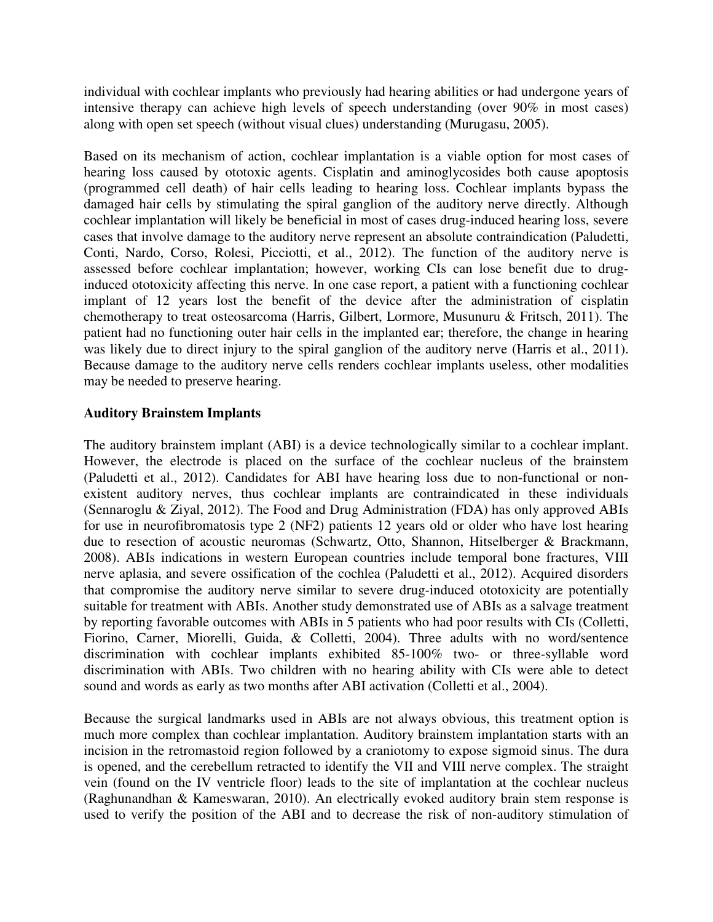individual with cochlear implants who previously had hearing abilities or had undergone years of intensive therapy can achieve high levels of speech understanding (over 90% in most cases) along with open set speech (without visual clues) understanding (Murugasu, 2005).

Based on its mechanism of action, cochlear implantation is a viable option for most cases of hearing loss caused by ototoxic agents. Cisplatin and aminoglycosides both cause apoptosis (programmed cell death) of hair cells leading to hearing loss. Cochlear implants bypass the damaged hair cells by stimulating the spiral ganglion of the auditory nerve directly. Although cochlear implantation will likely be beneficial in most of cases drug-induced hearing loss, severe cases that involve damage to the auditory nerve represent an absolute contraindication (Paludetti, Conti, Nardo, Corso, Rolesi, Picciotti, et al., 2012). The function of the auditory nerve is assessed before cochlear implantation; however, working CIs can lose benefit due to drug-induced ototoxicity affecting this nerve. In one case report, a patient with a functioning cochlear implant of 12 years lost the benefit of the device after the administration of cisplatin chemotherapy to treat osteosarcoma (Harris, Gilbert, Lormore, Musunuru & Fritsch, 2011). The patient had no functioning outer hair cells in the implanted ear; therefore, the change in hearing was likely due to direct injury to the spiral ganglion of the auditory nerve (Harris et al., 2011). Because damage to the auditory nerve cells renders cochlear implants useless, other modalities may be needed to preserve hearing.

**Auditory Brainstem Implants**

The auditory brainstem implant (ABI) is a device technologically similar to a cochlear implant. However, the electrode is placed on the surface of the cochlear nucleus of the brainstem (Paludetti et al., 2012). Candidates for ABI have hearing loss due to non-functional or non-existent auditory nerves, thus cochlear implants are contraindicated in these individuals (Sennaroglu & Ziyal, 2012). The Food and Drug Administration (FDA) has only approved ABIs for use in neurofibromatosis type 2 (NF2) patients 12 years old or older who have lost hearing due to resection of acoustic neuromas (Schwartz, Otto, Shannon, Hitselberger & Brackmann, 2008). ABIs indications in western European countries include temporal bone fractures, VIII nerve aplasia, and severe ossification of the cochlea (Paludetti et al., 2012). Acquired disorders that compromise the auditory nerve similar to severe drug-induced ototoxicity are potentially suitable for treatment with ABIs. Another study demonstrated use of ABIs as a salvage treatment by reporting favorable outcomes with ABIs in 5 patients who had poor results with CIs (Colletti, Fiorino, Carner, Miorelli, Guida, & Colletti, 2004). Three adults with no word/sentence discrimination with cochlear implants exhibited 85-100% two- or three-syllable word discrimination with ABIs. Two children with no hearing ability with CIs were able to detect sound and words as early as two months after ABI activation (Colletti et al., 2004).

Because the surgical landmarks used in ABIs are not always obvious, this treatment option is much more complex than cochlear implantation. Auditory brainstem implantation starts with an incision in the retromastoid region followed by a craniotomy to expose sigmoid sinus. The dura is opened, and the cerebellum retracted to identify the VII and VIII nerve complex. The straight vein (found on the IV ventricle floor) leads to the site of implantation at the cochlear nucleus (Raghunandhan & Kameswaran, 2010). An electrically evoked auditory brain stem response is used to verify the position of the ABI and to decrease the risk of non-auditory stimulation of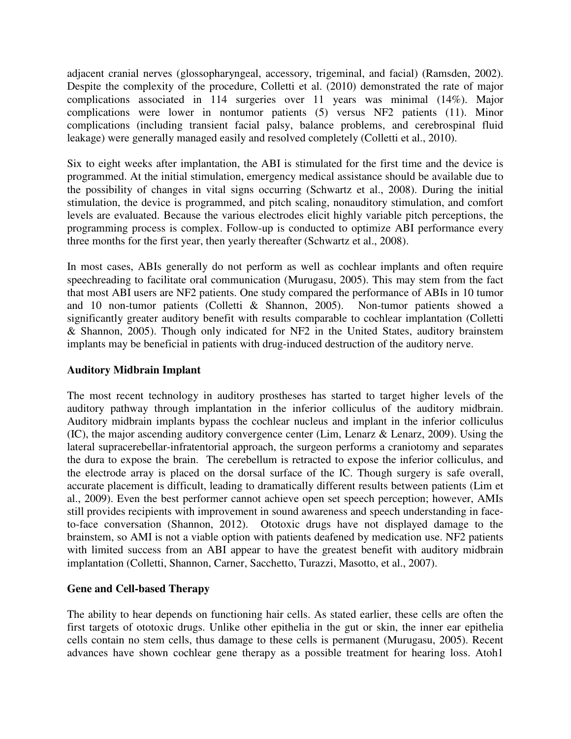adjacent cranial nerves (glossopharyngeal, accessory, trigeminal, and facial) (Ramsden, 2002). Despite the complexity of the procedure, Colletti et al. (2010) demonstrated the rate of major complications associated in 114 surgeries over 11 years was minimal (14%). Major complications were lower in nontumor patients (5) versus NF2 patients (11). Minor complications (including transient facial palsy, balance problems, and cerebrospinal fluid leakage) were generally managed easily and resolved completely (Colletti et al., 2010).

Six to eight weeks after implantation, the ABI is stimulated for the first time and the device is programmed. At the initial stimulation, emergency medical assistance should be available due to the possibility of changes in vital signs occurring (Schwartz et al., 2008). During the initial stimulation, the device is programmed, and pitch scaling, nonauditory stimulation, and comfort levels are evaluated. Because the various electrodes elicit highly variable pitch perceptions, the programming process is complex. Follow-up is conducted to optimize ABI performance every three months for the first year, then yearly thereafter (Schwartz et al., 2008).

In most cases, ABIs generally do not perform as well as cochlear implants and often require speechreading to facilitate oral communication (Murugasu, 2005). This may stem from the fact that most ABI users are NF2 patients. One study compared the performance of ABIs in 10 tumor and 10 non-tumor patients (Colletti & Shannon, 2005). Non-tumor patients showed a significantly greater auditory benefit with results comparable to cochlear implantation (Colletti & Shannon, 2005). Though only indicated for NF2 in the United States, auditory brainstem implants may be beneficial in patients with drug-induced destruction of the auditory nerve.

**Auditory Midbrain Implant**

The most recent technology in auditory prostheses has started to target higher levels of the auditory pathway through implantation in the inferior colliculus of the auditory midbrain. Auditory midbrain implants bypass the cochlear nucleus and implant in the inferior colliculus (IC), the major ascending auditory convergence center (Lim, Lenarz & Lenarz, 2009). Using the lateral supracerebellar-infratentorial approach, the surgeon performs a craniotomy and separates the dura to expose the brain. The cerebellum is retracted to expose the inferior colliculus, and the electrode array is placed on the dorsal surface of the IC. Though surgery is safe overall, accurate placement is difficult, leading to dramatically different results between patients (Lim et al., 2009). Even the best performer cannot achieve open set speech perception; however, AMIs still provides recipients with improvement in sound awareness and speech understanding in face-to-face conversation (Shannon, 2012). Ototoxic drugs have not displayed damage to the brainstem, so AMI is not a viable option with patients deafened by medication use. NF2 patients with limited success from an ABI appear to have the greatest benefit with auditory midbrain implantation (Colletti, Shannon, Carner, Sacchetto, Turazzi, Masotto, et al., 2007).

**Gene and Cell-based Therapy**

The ability to hear depends on functioning hair cells. As stated earlier, these cells are often the first targets of ototoxic drugs. Unlike other epithelia in the gut or skin, the inner ear epithelia cells contain no stem cells, thus damage to these cells is permanent (Murugasu, 2005). Recent advances have shown cochlear gene therapy as a possible treatment for hearing loss. Atoh1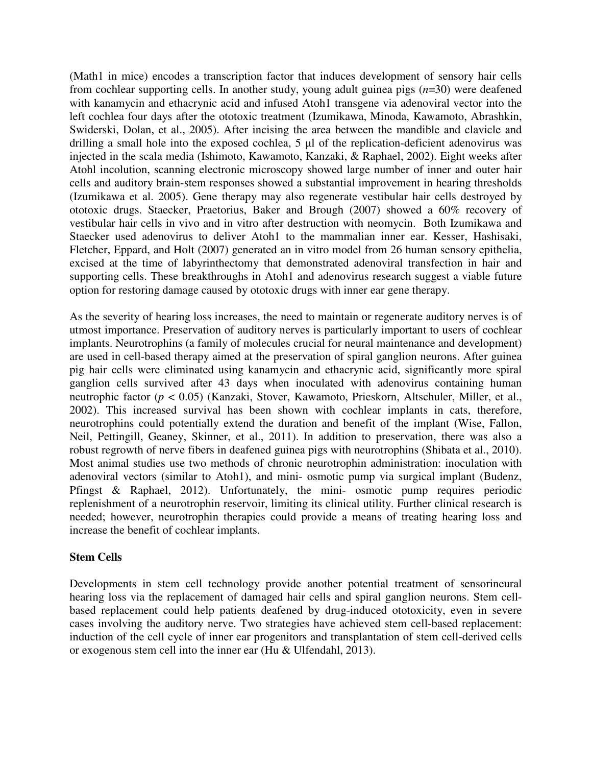(Math1 in mice) encodes a transcription factor that induces development of sensory hair cells from cochlear supporting cells. In another study, young adult guinea pigs (*n*=30) were deafened with kanamycin and ethacrynic acid and infused Atoh1 transgene via adenoviral vector into the left cochlea four days after the ototoxic treatment (Izumikawa, Minoda, Kawamoto, Abrashkin, Swiderski, Dolan, et al., 2005). After incising the area between the mandible and clavicle and drilling a small hole into the exposed cochlea, 5 µl of the replication-deficient adenovirus was injected in the scala media (Ishimoto, Kawamoto, Kanzaki, & Raphael, 2002). Eight weeks after Atohl incolution, scanning electronic microscopy showed large number of inner and outer hair cells and auditory brain-stem responses showed a substantial improvement in hearing thresholds (Izumikawa et al. 2005). Gene therapy may also regenerate vestibular hair cells destroyed by ototoxic drugs. Staecker, Praetorius, Baker and Brough (2007) showed a 60% recovery of vestibular hair cells in vivo and in vitro after destruction with neomycin. Both Izumikawa and Staecker used adenovirus to deliver Atoh1 to the mammalian inner ear. Kesser, Hashisaki, Fletcher, Eppard, and Holt (2007) generated an in vitro model from 26 human sensory epithelia, excised at the time of labyrinthectomy that demonstrated adenoviral transfection in hair and supporting cells. These breakthroughs in Atoh1 and adenovirus research suggest a viable future option for restoring damage caused by ototoxic drugs with inner ear gene therapy.

As the severity of hearing loss increases, the need to maintain or regenerate auditory nerves is of utmost importance. Preservation of auditory nerves is particularly important to users of cochlear implants. Neurotrophins (a family of molecules crucial for neural maintenance and development) are used in cell-based therapy aimed at the preservation of spiral ganglion neurons. After guinea pig hair cells were eliminated using kanamycin and ethacrynic acid, significantly more spiral ganglion cells survived after 43 days when inoculated with adenovirus containing human neutrophic factor ($p < 0.05$) (Kanzaki, Stover, Kawamoto, Prieskorn, Altschuler, Miller, et al., 2002). This increased survival has been shown with cochlear implants in cats, therefore, neurotrophins could potentially extend the duration and benefit of the implant (Wise, Fallon, Neil, Pettingill, Geaney, Skinner, et al., 2011). In addition to preservation, there was also a robust regrowth of nerve fibers in deafened guinea pigs with neurotrophins (Shibata et al., 2010). Most animal studies use two methods of chronic neurotrophin administration: inoculation with adenoviral vectors (similar to Atoh1), and mini- osmotic pump via surgical implant (Budenz, Pfingst & Raphael, 2012). Unfortunately, the mini- osmotic pump requires periodic replenishment of a neurotrophin reservoir, limiting its clinical utility. Further clinical research is needed; however, neurotrophin therapies could provide a means of treating hearing loss and increase the benefit of cochlear implants.

**Stem Cells**

Developments in stem cell technology provide another potential treatment of sensorineural hearing loss via the replacement of damaged hair cells and spiral ganglion neurons. Stem cell-based replacement could help patients deafened by drug-induced ototoxicity, even in severe cases involving the auditory nerve. Two strategies have achieved stem cell-based replacement: induction of the cell cycle of inner ear progenitors and transplantation of stem cell-derived cells or exogenous stem cell into the inner ear (Hu & Ulfendahl, 2013).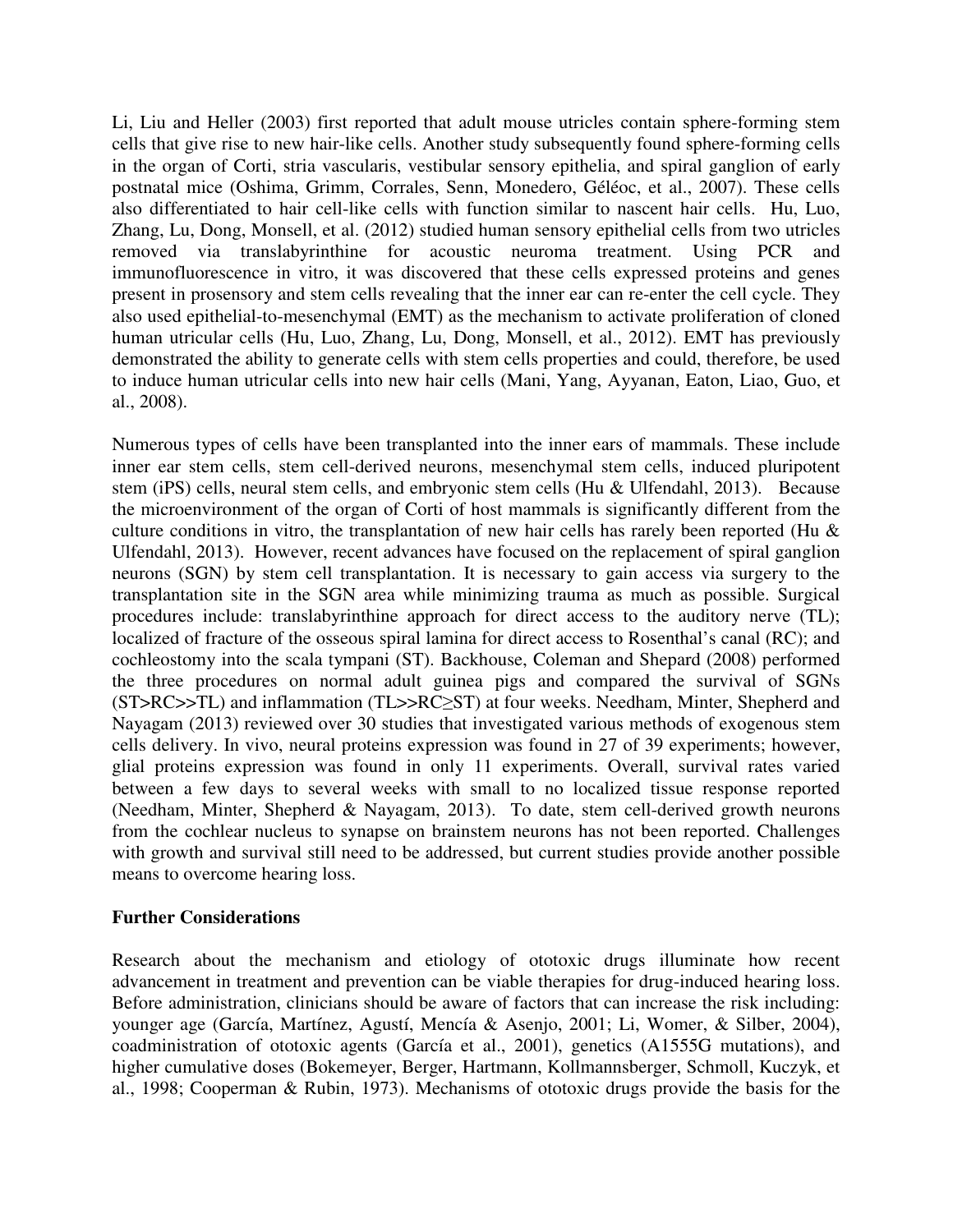Li, Liu and Heller (2003) first reported that adult mouse utricles contain sphere-forming stem cells that give rise to new hair-like cells. Another study subsequently found sphere-forming cells in the organ of Corti, stria vascularis, vestibular sensory epithelia, and spiral ganglion of early postnatal mice (Oshima, Grimm, Corrales, Senn, Monedero, Géléoc, et al., 2007). These cells also differentiated to hair cell-like cells with function similar to nascent hair cells. Hu, Luo, Zhang, Lu, Dong, Monsell, et al. (2012) studied human sensory epithelial cells from two utricles removed via translabyrinthine for acoustic neuroma treatment. Using PCR and immunofluorescence in vitro, it was discovered that these cells expressed proteins and genes present in prosensory and stem cells revealing that the inner ear can re-enter the cell cycle. They also used epithelial-to-mesenchymal (EMT) as the mechanism to activate proliferation of cloned human utricular cells (Hu, Luo, Zhang, Lu, Dong, Monsell, et al., 2012). EMT has previously demonstrated the ability to generate cells with stem cells properties and could, therefore, be used to induce human utricular cells into new hair cells (Mani, Yang, Ayyanan, Eaton, Liao, Guo, et al., 2008).

Numerous types of cells have been transplanted into the inner ears of mammals. These include inner ear stem cells, stem cell-derived neurons, mesenchymal stem cells, induced pluripotent stem (iPS) cells, neural stem cells, and embryonic stem cells (Hu & Ulfendahl, 2013). Because the microenvironment of the organ of Corti of host mammals is significantly different from the culture conditions in vitro, the transplantation of new hair cells has rarely been reported (Hu & Ulfendahl, 2013). However, recent advances have focused on the replacement of spiral ganglion neurons (SGN) by stem cell transplantation. It is necessary to gain access via surgery to the transplantation site in the SGN area while minimizing trauma as much as possible. Surgical procedures include: translabyrinthine approach for direct access to the auditory nerve (TL); localized of fracture of the osseous spiral lamina for direct access to Rosenthal's canal (RC); and cochleostomy into the scala tympani (ST). Backhouse, Coleman and Shepard (2008) performed the three procedures on normal adult guinea pigs and compared the survival of SGNs (ST>RC>>TL) and inflammation (TL>>RC≥ST) at four weeks. Needham, Minter, Shepherd and Nayagam (2013) reviewed over 30 studies that investigated various methods of exogenous stem cells delivery. In vivo, neural proteins expression was found in 27 of 39 experiments; however, glial proteins expression was found in only 11 experiments. Overall, survival rates varied between a few days to several weeks with small to no localized tissue response reported (Needham, Minter, Shepherd & Nayagam, 2013). To date, stem cell-derived growth neurons from the cochlear nucleus to synapse on brainstem neurons has not been reported. Challenges with growth and survival still need to be addressed, but current studies provide another possible means to overcome hearing loss.

**Further Considerations**

Research about the mechanism and etiology of ototoxic drugs illuminate how recent advancement in treatment and prevention can be viable therapies for drug-induced hearing loss. Before administration, clinicians should be aware of factors that can increase the risk including: younger age (García, Martínez, Agustí, Mencía & Asenjo, 2001; Li, Womer, & Silber, 2004), coadministration of ototoxic agents (García et al., 2001), genetics (A1555G mutations), and higher cumulative doses (Bokemeyer, Berger, Hartmann, Kollmannsberger, Schmoll, Kuczyk, et al., 1998; Cooperman & Rubin, 1973). Mechanisms of ototoxic drugs provide the basis for the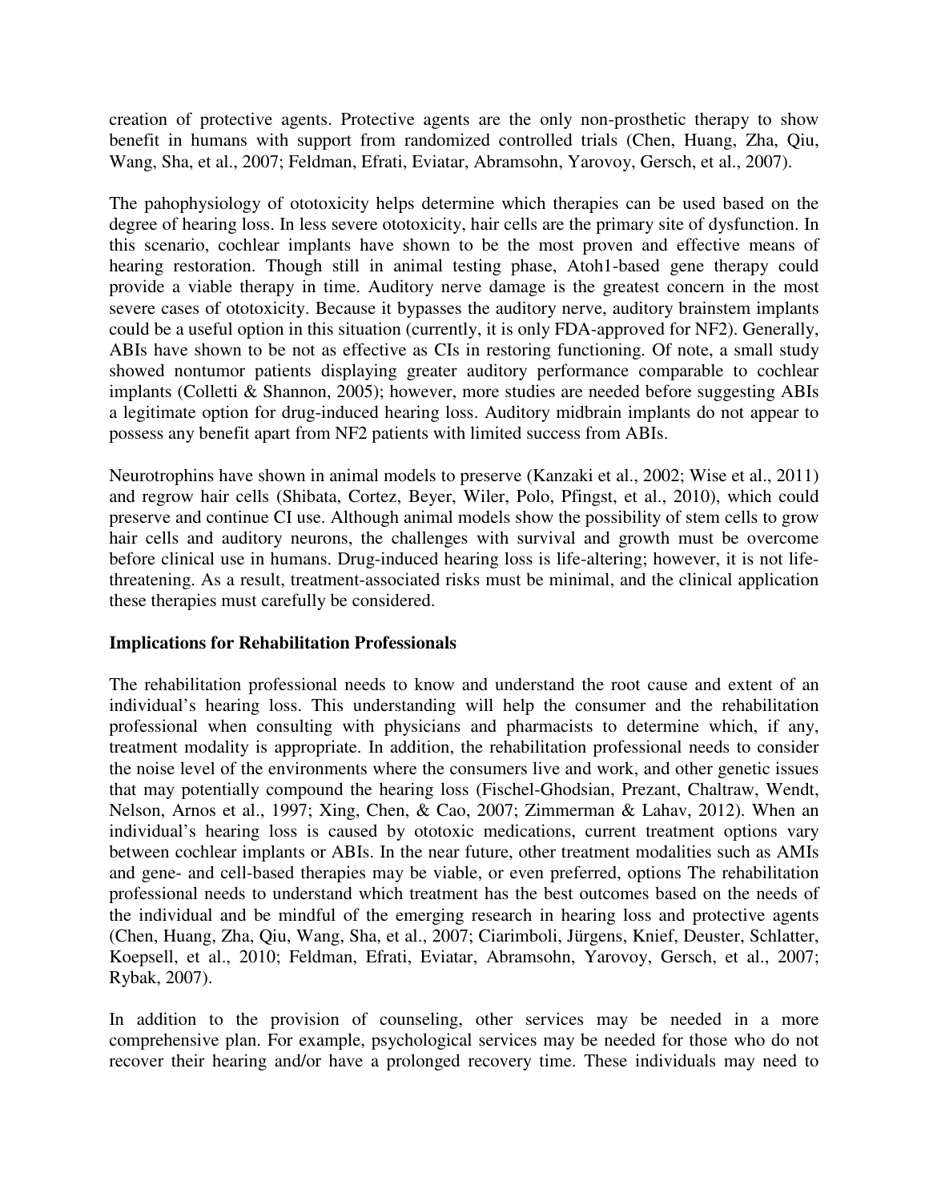creation of protective agents. Protective agents are the only non-prosthetic therapy to show benefit in humans with support from randomized controlled trials (Chen, Huang, Zha, Qiu, Wang, Sha, et al., 2007; Feldman, Efrati, Eviatar, Abramsohn, Yarovoy, Gersch, et al., 2007).

The pahophysiology of ototoxicity helps determine which therapies can be used based on the degree of hearing loss. In less severe ototoxicity, hair cells are the primary site of dysfunction. In this scenario, cochlear implants have shown to be the most proven and effective means of hearing restoration. Though still in animal testing phase, Atoh1-based gene therapy could provide a viable therapy in time. Auditory nerve damage is the greatest concern in the most severe cases of ototoxicity. Because it bypasses the auditory nerve, auditory brainstem implants could be a useful option in this situation (currently, it is only FDA-approved for NF2). Generally, ABIs have shown to be not as effective as CIs in restoring functioning. Of note, a small study showed nontumor patients displaying greater auditory performance comparable to cochlear implants (Colletti & Shannon, 2005); however, more studies are needed before suggesting ABIs a legitimate option for drug-induced hearing loss. Auditory midbrain implants do not appear to possess any benefit apart from NF2 patients with limited success from ABIs.

Neurotrophins have shown in animal models to preserve (Kanzaki et al., 2002; Wise et al., 2011) and regrow hair cells (Shibata, Cortez, Beyer, Wiler, Polo, Pfingst, et al., 2010), which could preserve and continue CI use. Although animal models show the possibility of stem cells to grow hair cells and auditory neurons, the challenges with survival and growth must be overcome before clinical use in humans. Drug-induced hearing loss is life-altering; however, it is not life-threatening. As a result, treatment-associated risks must be minimal, and the clinical application these therapies must carefully be considered.

## Implications for Rehabilitation Professionals

The rehabilitation professional needs to know and understand the root cause and extent of an individual's hearing loss. This understanding will help the consumer and the rehabilitation professional when consulting with physicians and pharmacists to determine which, if any, treatment modality is appropriate. In addition, the rehabilitation professional needs to consider the noise level of the environments where the consumers live and work, and other genetic issues that may potentially compound the hearing loss (Fischel-Ghodsian, Prezant, Chaltraw, Wendt, Nelson, Arnos et al., 1997; Xing, Chen, & Cao, 2007; Zimmerman & Lahav, 2012). When an individual's hearing loss is caused by ototoxic medications, current treatment options vary between cochlear implants or ABIs. In the near future, other treatment modalities such as AMIs and gene- and cell-based therapies may be viable, or even preferred, options The rehabilitation professional needs to understand which treatment has the best outcomes based on the needs of the individual and be mindful of the emerging research in hearing loss and protective agents (Chen, Huang, Zha, Qiu, Wang, Sha, et al., 2007; Ciarimboli, Jürgens, Knief, Deuster, Schlatter, Koepsell, et al., 2010; Feldman, Efrati, Eviatar, Abramsohn, Yarovoy, Gersch, et al., 2007; Rybak, 2007).

In addition to the provision of counseling, other services may be needed in a more comprehensive plan. For example, psychological services may be needed for those who do not recover their hearing and/or have a prolonged recovery time. These individuals may need to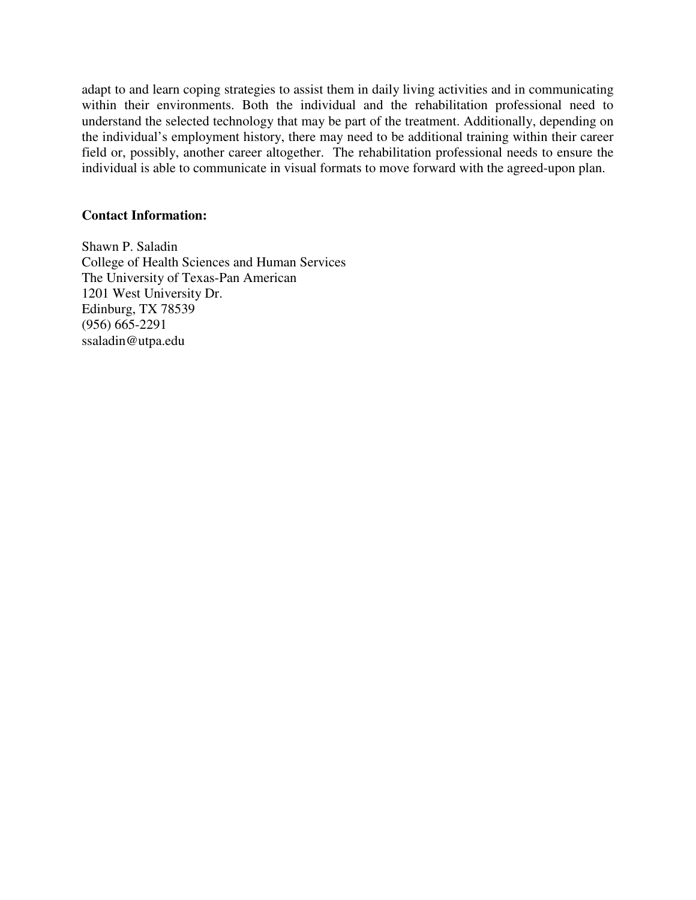adapt to and learn coping strategies to assist them in daily living activities and in communicating within their environments. Both the individual and the rehabilitation professional need to understand the selected technology that may be part of the treatment. Additionally, depending on the individual's employment history, there may need to be additional training within their career field or, possibly, another career altogether. The rehabilitation professional needs to ensure the individual is able to communicate in visual formats to move forward with the agreed-upon plan.

**Contact Information:**

Shawn P. Saladin
College of Health Sciences and Human Services
The University of Texas-Pan American
1201 West University Dr.
Edinburg, TX 78539
(956) 665-2291
ssaladin@utpa.edu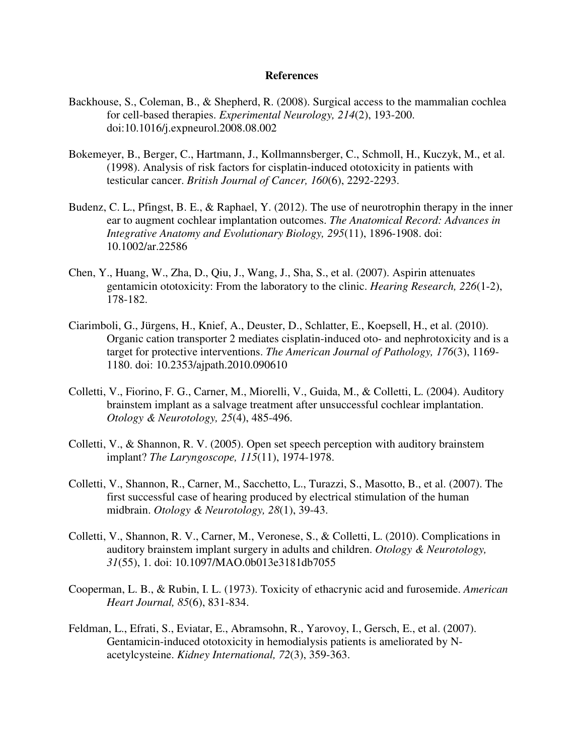**References**

Backhouse, S., Coleman, B., & Shepherd, R. (2008). Surgical access to the mammalian cochlea for cell-based therapies. *Experimental Neurology, 214*(2), 193-200. doi:10.1016/j.expneurol.2008.08.002

Bokemeyer, B., Berger, C., Hartmann, J., Kollmannsberger, C., Schmoll, H., Kuczyk, M., et al. (1998). Analysis of risk factors for cisplatin-induced ototoxicity in patients with testicular cancer. *British Journal of Cancer, 160*(6), 2292-2293.

Budenz, C. L., Pfingst, B. E., & Raphael, Y. (2012). The use of neurotrophin therapy in the inner ear to augment cochlear implantation outcomes. *The Anatomical Record: Advances in Integrative Anatomy and Evolutionary Biology, 295*(11), 1896-1908. doi: 10.1002/ar.22586

Chen, Y., Huang, W., Zha, D., Qiu, J., Wang, J., Sha, S., et al. (2007). Aspirin attenuates gentamicin ototoxicity: From the laboratory to the clinic. *Hearing Research, 226*(1-2), 178-182.

Ciarimboli, G., Jürgens, H., Knief, A., Deuster, D., Schlatter, E., Koepsell, H., et al. (2010). Organic cation transporter 2 mediates cisplatin-induced oto- and nephrotoxicity and is a target for protective interventions. *The American Journal of Pathology, 176*(3), 1169-1180. doi: 10.2353/ajpath.2010.090610

Colletti, V., Fiorino, F. G., Carner, M., Miorelli, V., Guida, M., & Colletti, L. (2004). Auditory brainstem implant as a salvage treatment after unsuccessful cochlear implantation. *Otology & Neurotology, 25*(4), 485-496.

Colletti, V., & Shannon, R. V. (2005). Open set speech perception with auditory brainstem implant? *The Laryngoscope, 115*(11), 1974-1978.

Colletti, V., Shannon, R., Carner, M., Sacchetto, L., Turazzi, S., Masotto, B., et al. (2007). The first successful case of hearing produced by electrical stimulation of the human midbrain. *Otology & Neurotology, 28*(1), 39-43.

Colletti, V., Shannon, R. V., Carner, M., Veronese, S., & Colletti, L. (2010). Complications in auditory brainstem implant surgery in adults and children. *Otology & Neurotology, 31*(55), 1. doi: 10.1097/MAO.0b013e3181db7055

Cooperman, L. B., & Rubin, I. L. (1973). Toxicity of ethacrynic acid and furosemide. *American Heart Journal, 85*(6), 831-834.

Feldman, L., Efrati, S., Eviatar, E., Abramsohn, R., Yarovoy, I., Gersch, E., et al. (2007). Gentamicin-induced ototoxicity in hemodialysis patients is ameliorated by N-acetylcysteine. *Kidney International, 72*(3), 359-363.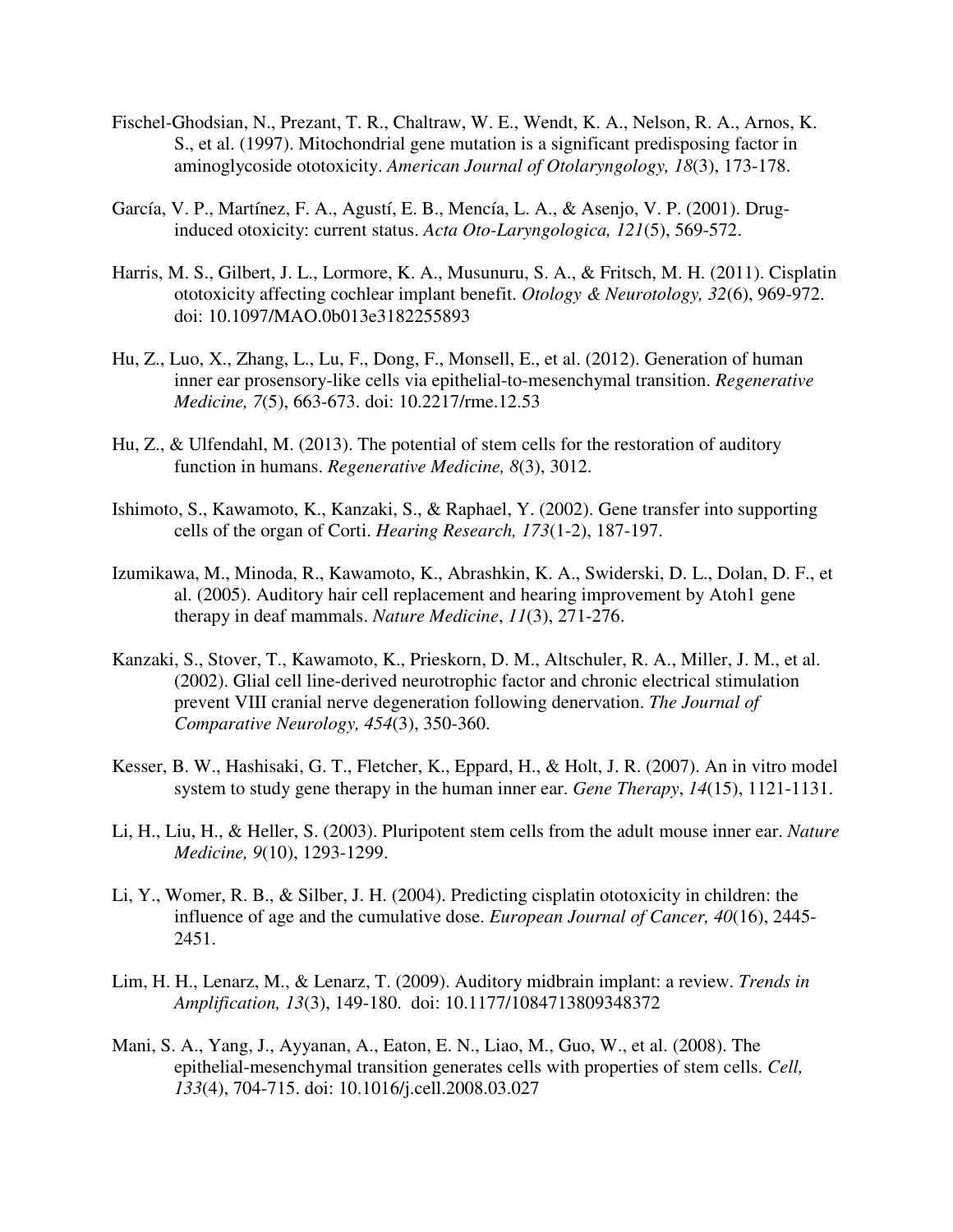Fischel-Ghodsian, N., Prezant, T. R., Chaltraw, W. E., Wendt, K. A., Nelson, R. A., Arnos, K. S., et al. (1997). Mitochondrial gene mutation is a significant predisposing factor in aminoglycoside ototoxicity. *American Journal of Otolaryngology, 18*(3), 173-178.

García, V. P., Martínez, F. A., Agustí, E. B., Mencía, L. A., & Asenjo, V. P. (2001). Drug-induced otoxicity: current status. *Acta Oto-Laryngologica, 121*(5), 569-572.

Harris, M. S., Gilbert, J. L., Lormore, K. A., Musunuru, S. A., & Fritsch, M. H. (2011). Cisplatin ototoxicity affecting cochlear implant benefit. *Otology & Neurotology, 32*(6), 969-972. doi: 10.1097/MAO.0b013e3182255893

Hu, Z., Luo, X., Zhang, L., Lu, F., Dong, F., Monsell, E., et al. (2012). Generation of human inner ear prosensory-like cells via epithelial-to-mesenchymal transition. *Regenerative Medicine, 7*(5), 663-673. doi: 10.2217/rme.12.53

Hu, Z., & Ulfendahl, M. (2013). The potential of stem cells for the restoration of auditory function in humans. *Regenerative Medicine, 8*(3), 3012.

Ishimoto, S., Kawamoto, K., Kanzaki, S., & Raphael, Y. (2002). Gene transfer into supporting cells of the organ of Corti. *Hearing Research, 173*(1-2), 187-197.

Izumikawa, M., Minoda, R., Kawamoto, K., Abrashkin, K. A., Swiderski, D. L., Dolan, D. F., et al. (2005). Auditory hair cell replacement and hearing improvement by Atoh1 gene therapy in deaf mammals. *Nature Medicine*, *11*(3), 271-276.

Kanzaki, S., Stover, T., Kawamoto, K., Prieskorn, D. M., Altschuler, R. A., Miller, J. M., et al. (2002). Glial cell line-derived neurotrophic factor and chronic electrical stimulation prevent VIII cranial nerve degeneration following denervation. *The Journal of Comparative Neurology, 454*(3), 350-360.

Kesser, B. W., Hashisaki, G. T., Fletcher, K., Eppard, H., & Holt, J. R. (2007). An in vitro model system to study gene therapy in the human inner ear. *Gene Therapy*, *14*(15), 1121-1131.

Li, H., Liu, H., & Heller, S. (2003). Pluripotent stem cells from the adult mouse inner ear. *Nature Medicine, 9*(10), 1293-1299.

Li, Y., Womer, R. B., & Silber, J. H. (2004). Predicting cisplatin ototoxicity in children: the influence of age and the cumulative dose. *European Journal of Cancer, 40*(16), 2445-2451.

Lim, H. H., Lenarz, M., & Lenarz, T. (2009). Auditory midbrain implant: a review. *Trends in Amplification, 13*(3), 149-180. doi: 10.1177/1084713809348372

Mani, S. A., Yang, J., Ayyanan, A., Eaton, E. N., Liao, M., Guo, W., et al. (2008). The epithelial-mesenchymal transition generates cells with properties of stem cells. *Cell, 133*(4), 704-715. doi: 10.1016/j.cell.2008.03.027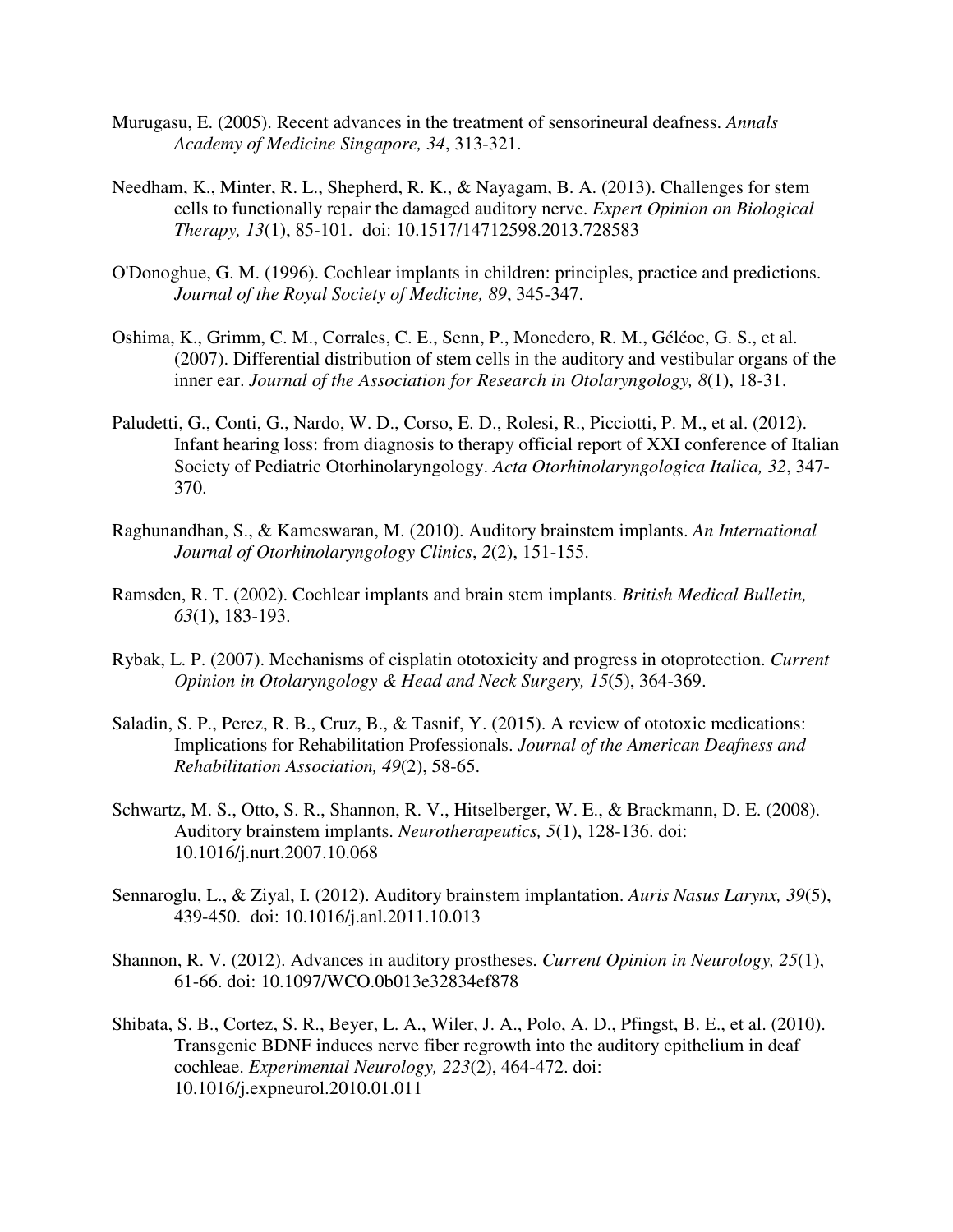Murugasu, E. (2005). Recent advances in the treatment of sensorineural deafness. *Annals Academy of Medicine Singapore, 34*, 313-321.

Needham, K., Minter, R. L., Shepherd, R. K., & Nayagam, B. A. (2013). Challenges for stem cells to functionally repair the damaged auditory nerve. *Expert Opinion on Biological Therapy, 13*(1), 85-101. doi: 10.1517/14712598.2013.728583

O'Donoghue, G. M. (1996). Cochlear implants in children: principles, practice and predictions. *Journal of the Royal Society of Medicine, 89*, 345-347.

Oshima, K., Grimm, C. M., Corrales, C. E., Senn, P., Monedero, R. M., Géléoc, G. S., et al. (2007). Differential distribution of stem cells in the auditory and vestibular organs of the inner ear. *Journal of the Association for Research in Otolaryngology, 8*(1), 18-31.

Paludetti, G., Conti, G., Nardo, W. D., Corso, E. D., Rolesi, R., Picciotti, P. M., et al. (2012). Infant hearing loss: from diagnosis to therapy official report of XXI conference of Italian Society of Pediatric Otorhinolaryngology. *Acta Otorhinolaryngologica Italica, 32*, 347-370.

Raghunandhan, S., & Kameswaran, M. (2010). Auditory brainstem implants. *An International Journal of Otorhinolaryngology Clinics*, *2*(2), 151-155.

Ramsden, R. T. (2002). Cochlear implants and brain stem implants. *British Medical Bulletin, 63*(1), 183-193.

Rybak, L. P. (2007). Mechanisms of cisplatin ototoxicity and progress in otoprotection. *Current Opinion in Otolaryngology & Head and Neck Surgery, 15*(5), 364-369.

Saladin, S. P., Perez, R. B., Cruz, B., & Tasnif, Y. (2015). A review of ototoxic medications: Implications for Rehabilitation Professionals. *Journal of the American Deafness and Rehabilitation Association, 49*(2), 58-65.

Schwartz, M. S., Otto, S. R., Shannon, R. V., Hitselberger, W. E., & Brackmann, D. E. (2008). Auditory brainstem implants. *Neurotherapeutics, 5*(1), 128-136. doi: 10.1016/j.nurt.2007.10.068

Sennaroglu, L., & Ziyal, I. (2012). Auditory brainstem implantation. *Auris Nasus Larynx, 39*(5), 439-450. doi: 10.1016/j.anl.2011.10.013

Shannon, R. V. (2012). Advances in auditory prostheses. *Current Opinion in Neurology, 25*(1), 61-66. doi: 10.1097/WCO.0b013e32834ef878

Shibata, S. B., Cortez, S. R., Beyer, L. A., Wiler, J. A., Polo, A. D., Pfingst, B. E., et al. (2010). Transgenic BDNF induces nerve fiber regrowth into the auditory epithelium in deaf cochleae. *Experimental Neurology, 223*(2), 464-472. doi: 10.1016/j.expneurol.2010.01.011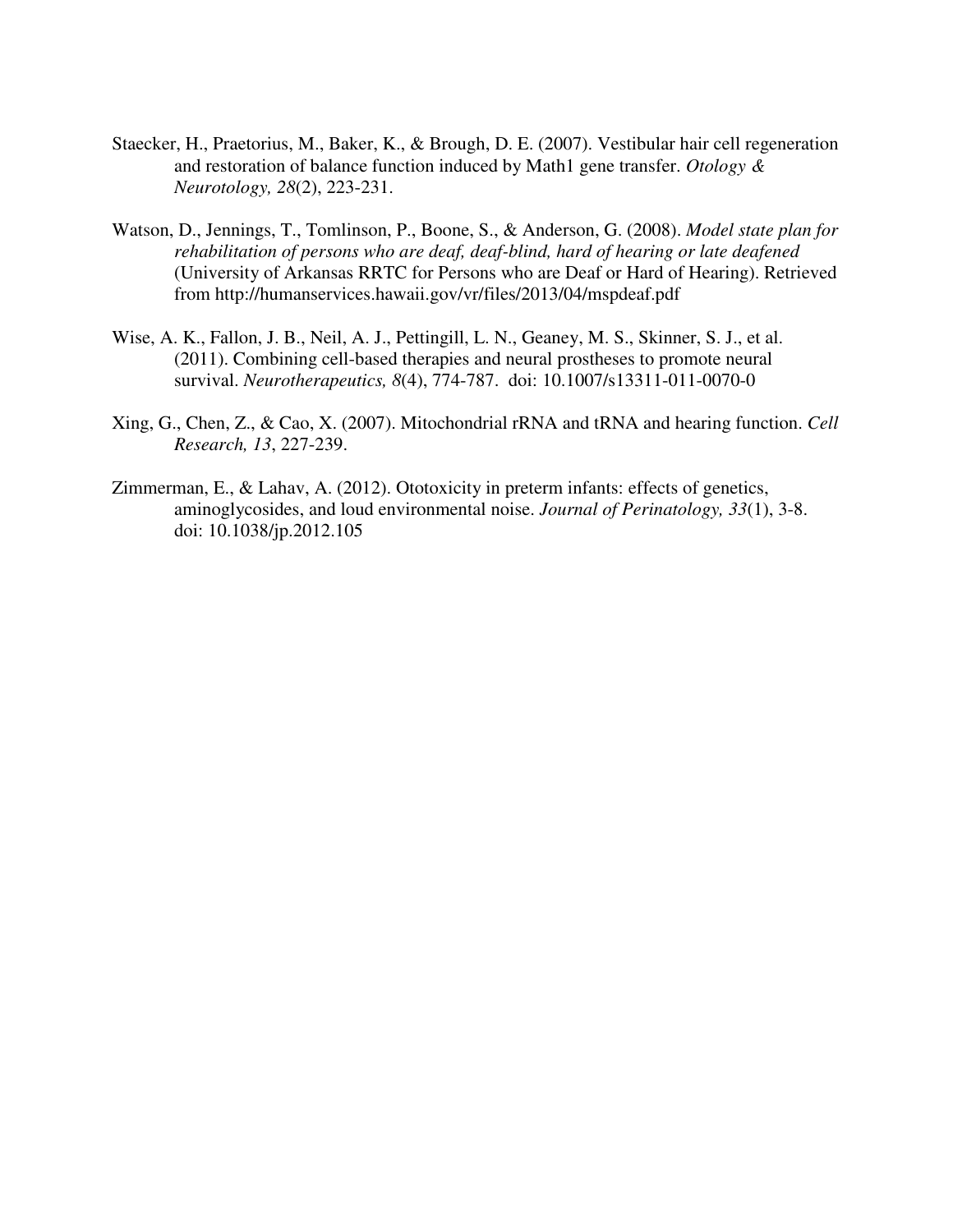Staecker, H., Praetorius, M., Baker, K., & Brough, D. E. (2007). Vestibular hair cell regeneration and restoration of balance function induced by Math1 gene transfer. *Otology & Neurotology, 28*(2), 223-231.

Watson, D., Jennings, T., Tomlinson, P., Boone, S., & Anderson, G. (2008). *Model state plan for rehabilitation of persons who are deaf, deaf-blind, hard of hearing or late deafened* (University of Arkansas RRTC for Persons who are Deaf or Hard of Hearing). Retrieved from http://humanservices.hawaii.gov/vr/files/2013/04/mspdeaf.pdf

Wise, A. K., Fallon, J. B., Neil, A. J., Pettingill, L. N., Geaney, M. S., Skinner, S. J., et al. (2011). Combining cell-based therapies and neural prostheses to promote neural survival. *Neurotherapeutics, 8*(4), 774-787. doi: 10.1007/s13311-011-0070-0

Xing, G., Chen, Z., & Cao, X. (2007). Mitochondrial rRNA and tRNA and hearing function. *Cell Research, 13*, 227-239.

Zimmerman, E., & Lahav, A. (2012). Ototoxicity in preterm infants: effects of genetics, aminoglycosides, and loud environmental noise. *Journal of Perinatology, 33*(1), 3-8. doi: 10.1038/jp.2012.105